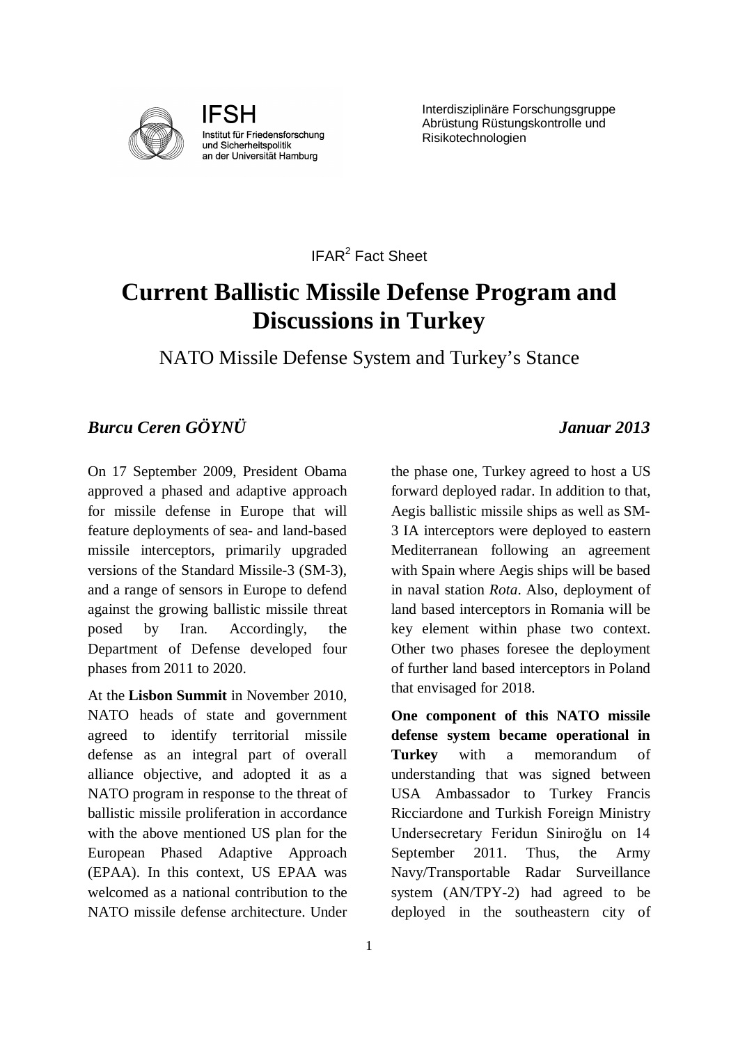IFSH
Institut für Friedensforschung
und Sicherheitspolitik
an der Universität Hamburg

Interdisziplinäre Forschungsgruppe
Abrüstung Rüstungskontrolle und
Risikotechnologien

IFAR[2] Fact Sheet

# Current Ballistic Missile Defense Program and Discussions in Turkey

## NATO Missile Defense System and Turkey's Stance

***Burcu Ceren GÖYNÜ*** ***Januar 2013***

On 17 September 2009, President Obama approved a phased and adaptive approach for missile defense in Europe that will feature deployments of sea- and land-based missile interceptors, primarily upgraded versions of the Standard Missile-3 (SM-3), and a range of sensors in Europe to defend against the growing ballistic missile threat posed by Iran. Accordingly, the Department of Defense developed four phases from 2011 to 2020.

At the **Lisbon Summit** in November 2010, NATO heads of state and government agreed to identify territorial missile defense as an integral part of overall alliance objective, and adopted it as a NATO program in response to the threat of ballistic missile proliferation in accordance with the above mentioned US plan for the European Phased Adaptive Approach (EPAA). In this context, US EPAA was welcomed as a national contribution to the NATO missile defense architecture. Under the phase one, Turkey agreed to host a US forward deployed radar. In addition to that, Aegis ballistic missile ships as well as SM-3 IA interceptors were deployed to eastern Mediterranean following an agreement with Spain where Aegis ships will be based in naval station *Rota*. Also, deployment of land based interceptors in Romania will be key element within phase two context. Other two phases foresee the deployment of further land based interceptors in Poland that envisaged for 2018.

**One component of this NATO missile defense system became operational in Turkey** with a memorandum of understanding that was signed between USA Ambassador to Turkey Francis Ricciardone and Turkish Foreign Ministry Undersecretary Feridun Siniroğlu on 14 September 2011. Thus, the Army Navy/Transportable Radar Surveillance system (AN/TPY-2) had agreed to be deployed in the southeastern city of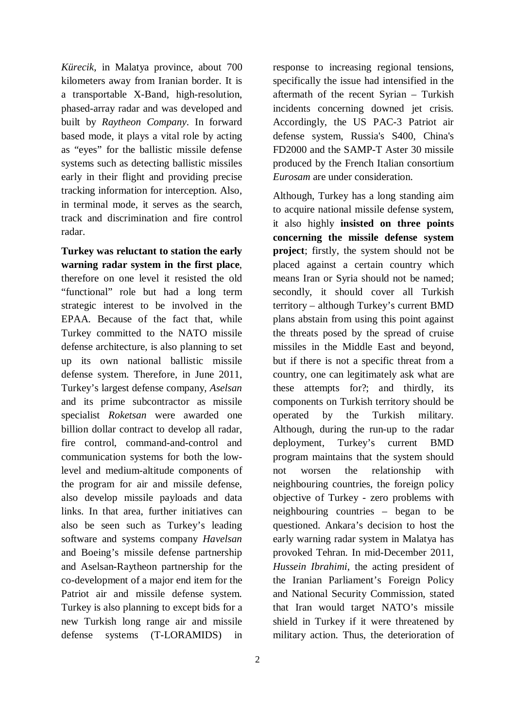*Kürecik*, in Malatya province, about 700 kilometers away from Iranian border. It is a transportable X-Band, high-resolution, phased-array radar and was developed and built by *Raytheon Company*. In forward based mode, it plays a vital role by acting as "eyes" for the ballistic missile defense systems such as detecting ballistic missiles early in their flight and providing precise tracking information for interception. Also, in terminal mode, it serves as the search, track and discrimination and fire control radar.

**Turkey was reluctant to station the early warning radar system in the first place**, therefore on one level it resisted the old "functional" role but had a long term strategic interest to be involved in the EPAA. Because of the fact that, while Turkey committed to the NATO missile defense architecture, is also planning to set up its own national ballistic missile defense system. Therefore, in June 2011, Turkey's largest defense company, *Aselsan* and its prime subcontractor as missile specialist *Roketsan* were awarded one billion dollar contract to develop all radar, fire control, command-and-control and communication systems for both the low-level and medium-altitude components of the program for air and missile defense, also develop missile payloads and data links. In that area, further initiatives can also be seen such as Turkey's leading software and systems company *Havelsan* and Boeing's missile defense partnership and Aselsan-Raytheon partnership for the co-development of a major end item for the Patriot air and missile defense system. Turkey is also planning to except bids for a new Turkish long range air and missile defense systems (T-LORAMIDS) in response to increasing regional tensions, specifically the issue had intensified in the aftermath of the recent Syrian – Turkish incidents concerning downed jet crisis. Accordingly, the US PAC-3 Patriot air defense system, Russia's S400, China's FD2000 and the SAMP-T Aster 30 missile produced by the French Italian consortium *Eurosam* are under consideration.

Although, Turkey has a long standing aim to acquire national missile defense system, it also highly **insisted on three points concerning the missile defense system project**; firstly, the system should not be placed against a certain country which means Iran or Syria should not be named; secondly, it should cover all Turkish territory – although Turkey's current BMD plans abstain from using this point against the threats posed by the spread of cruise missiles in the Middle East and beyond, but if there is not a specific threat from a country, one can legitimately ask what are these attempts for?; and thirdly, its components on Turkish territory should be operated by the Turkish military. Although, during the run-up to the radar deployment, Turkey's current BMD program maintains that the system should not worsen the relationship with neighbouring countries, the foreign policy objective of Turkey - zero problems with neighbouring countries – began to be questioned. Ankara's decision to host the early warning radar system in Malatya has provoked Tehran. In mid-December 2011, *Hussein Ibrahimi*, the acting president of the Iranian Parliament's Foreign Policy and National Security Commission, stated that Iran would target NATO's missile shield in Turkey if it were threatened by military action. Thus, the deterioration of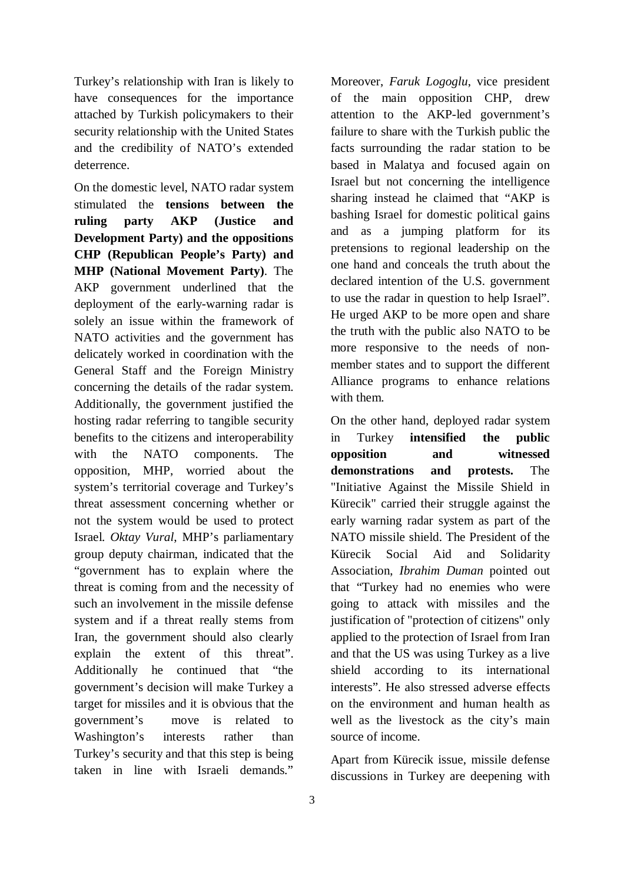Turkey's relationship with Iran is likely to have consequences for the importance attached by Turkish policymakers to their security relationship with the United States and the credibility of NATO's extended deterrence.

On the domestic level, NATO radar system stimulated the **tensions between the ruling party AKP (Justice and Development Party) and the oppositions CHP (Republican People's Party) and MHP (National Movement Party)**. The AKP government underlined that the deployment of the early-warning radar is solely an issue within the framework of NATO activities and the government has delicately worked in coordination with the General Staff and the Foreign Ministry concerning the details of the radar system. Additionally, the government justified the hosting radar referring to tangible security benefits to the citizens and interoperability with the NATO components. The opposition, MHP, worried about the system's territorial coverage and Turkey's threat assessment concerning whether or not the system would be used to protect Israel. *Oktay Vural*, MHP's parliamentary group deputy chairman, indicated that the "government has to explain where the threat is coming from and the necessity of such an involvement in the missile defense system and if a threat really stems from Iran, the government should also clearly explain the extent of this threat". Additionally he continued that "the government's decision will make Turkey a target for missiles and it is obvious that the government's move is related to Washington's interests rather than Turkey's security and that this step is being taken in line with Israeli demands."

Moreover, *Faruk Logoglu*, vice president of the main opposition CHP, drew attention to the AKP-led government's failure to share with the Turkish public the facts surrounding the radar station to be based in Malatya and focused again on Israel but not concerning the intelligence sharing instead he claimed that "AKP is bashing Israel for domestic political gains and as a jumping platform for its pretensions to regional leadership on the one hand and conceals the truth about the declared intention of the U.S. government to use the radar in question to help Israel". He urged AKP to be more open and share the truth with the public also NATO to be more responsive to the needs of non-member states and to support the different Alliance programs to enhance relations with them.

On the other hand, deployed radar system in Turkey **intensified the public opposition and witnessed demonstrations and protests.** The "Initiative Against the Missile Shield in Kürecik" carried their struggle against the early warning radar system as part of the NATO missile shield. The President of the Kürecik Social Aid and Solidarity Association, *Ibrahim Duman* pointed out that "Turkey had no enemies who were going to attack with missiles and the justification of "protection of citizens" only applied to the protection of Israel from Iran and that the US was using Turkey as a live shield according to its international interests". He also stressed adverse effects on the environment and human health as well as the livestock as the city's main source of income.

Apart from Kürecik issue, missile defense discussions in Turkey are deepening with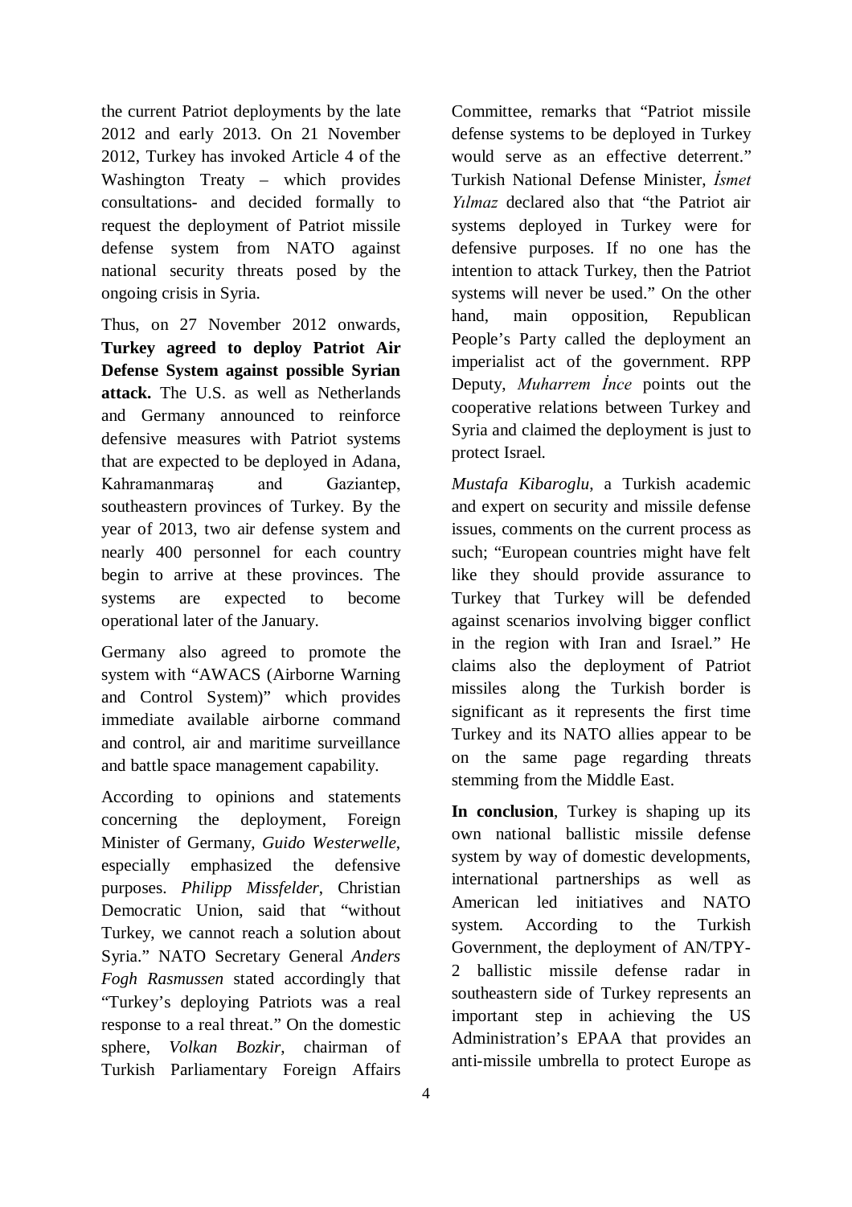the current Patriot deployments by the late 2012 and early 2013. On 21 November 2012, Turkey has invoked Article 4 of the Washington Treaty – which provides consultations- and decided formally to request the deployment of Patriot missile defense system from NATO against national security threats posed by the ongoing crisis in Syria.

Thus, on 27 November 2012 onwards, **Turkey agreed to deploy Patriot Air Defense System against possible Syrian attack.** The U.S. as well as Netherlands and Germany announced to reinforce defensive measures with Patriot systems that are expected to be deployed in Adana, Kahramanmaraş and Gaziantep, southeastern provinces of Turkey. By the year of 2013, two air defense system and nearly 400 personnel for each country begin to arrive at these provinces. The systems are expected to become operational later of the January.

Germany also agreed to promote the system with "AWACS (Airborne Warning and Control System)" which provides immediate available airborne command and control, air and maritime surveillance and battle space management capability.

According to opinions and statements concerning the deployment, Foreign Minister of Germany, *Guido Westerwelle*, especially emphasized the defensive purposes. *Philipp Missfelder*, Christian Democratic Union, said that "without Turkey, we cannot reach a solution about Syria." NATO Secretary General *Anders Fogh Rasmussen* stated accordingly that "Turkey's deploying Patriots was a real response to a real threat." On the domestic sphere, *Volkan Bozkir*, chairman of Turkish Parliamentary Foreign Affairs Committee, remarks that "Patriot missile defense systems to be deployed in Turkey would serve as an effective deterrent." Turkish National Defense Minister, *İsmet Yılmaz* declared also that "the Patriot air systems deployed in Turkey were for defensive purposes. If no one has the intention to attack Turkey, then the Patriot systems will never be used." On the other hand, main opposition, Republican People's Party called the deployment an imperialist act of the government. RPP Deputy, *Muharrem İnce* points out the cooperative relations between Turkey and Syria and claimed the deployment is just to protect Israel.

*Mustafa Kibaroglu*, a Turkish academic and expert on security and missile defense issues, comments on the current process as such; "European countries might have felt like they should provide assurance to Turkey that Turkey will be defended against scenarios involving bigger conflict in the region with Iran and Israel." He claims also the deployment of Patriot missiles along the Turkish border is significant as it represents the first time Turkey and its NATO allies appear to be on the same page regarding threats stemming from the Middle East.

**In conclusion**, Turkey is shaping up its own national ballistic missile defense system by way of domestic developments, international partnerships as well as American led initiatives and NATO system. According to the Turkish Government, the deployment of AN/TPY-2 ballistic missile defense radar in southeastern side of Turkey represents an important step in achieving the US Administration's EPAA that provides an anti-missile umbrella to protect Europe as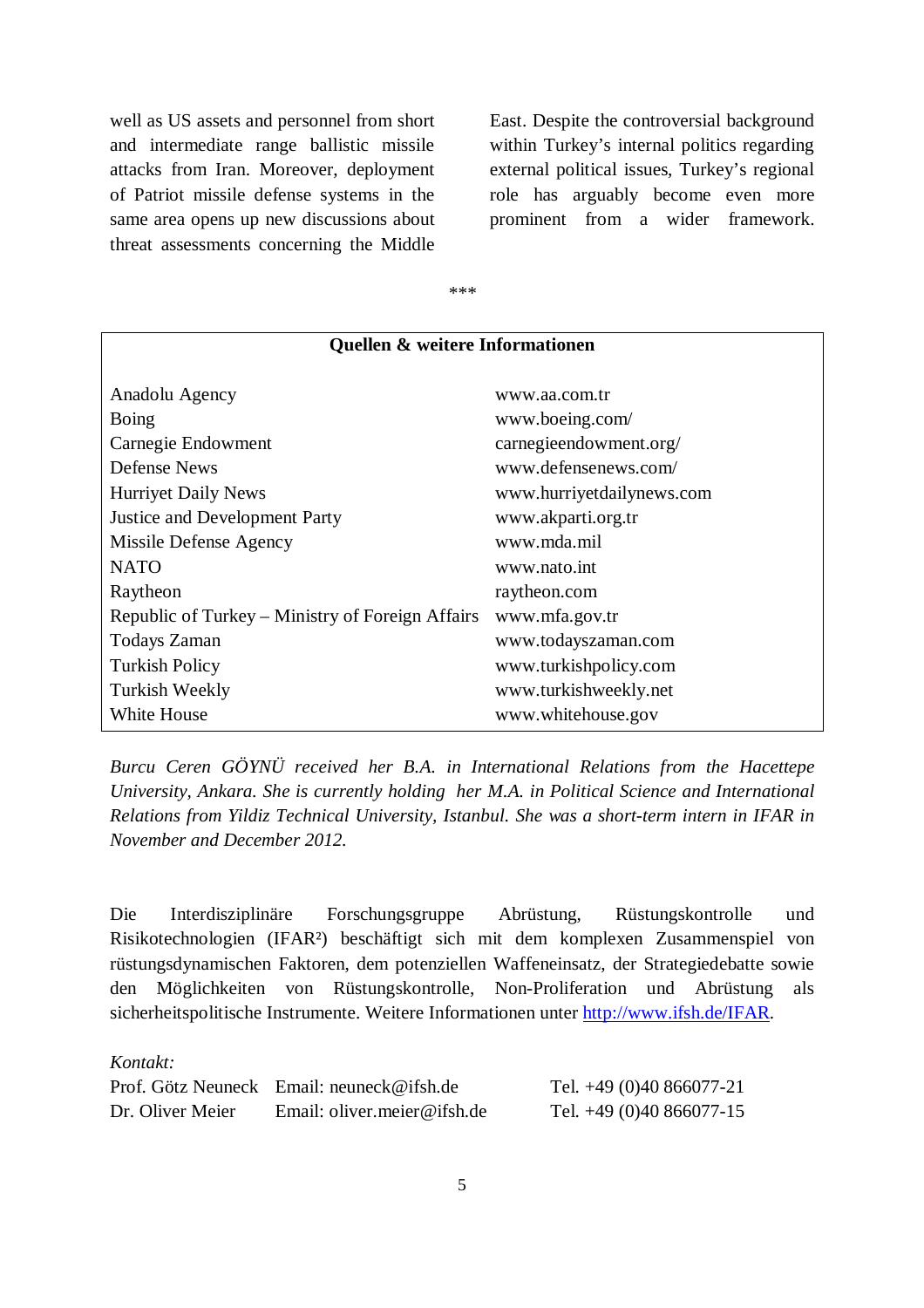well as US assets and personnel from short and intermediate range ballistic missile attacks from Iran. Moreover, deployment of Patriot missile defense systems in the same area opens up new discussions about threat assessments concerning the Middle East. Despite the controversial background within Turkey's internal politics regarding external political issues, Turkey's regional role has arguably become even more prominent from a wider framework.

\*\*\*

**Quellen & weitere Informationen**

| | |
|---|---|
| Anadolu Agency | www.aa.com.tr |
| Boing | www.boeing.com/ |
| Carnegie Endowment | carnegieendowment.org/ |
| Defense News | www.defensenews.com/ |
| Hurriyet Daily News | www.hurriyetdailynews.com |
| Justice and Development Party | www.akparti.org.tr |
| Missile Defense Agency | www.mda.mil |
| NATO | www.nato.int |
| Raytheon | raytheon.com |
| Republic of Turkey – Ministry of Foreign Affairs | www.mfa.gov.tr |
| Todays Zaman | www.todayszaman.com |
| Turkish Policy | www.turkishpolicy.com |
| Turkish Weekly | www.turkishweekly.net |
| White House | www.whitehouse.gov |

*Burcu Ceren GÖYNÜ received her B.A. in International Relations from the Hacettepe University, Ankara. She is currently holding her M.A. in Political Science and International Relations from Yildiz Technical University, Istanbul. She was a short-term intern in IFAR in November and December 2012.*

Die Interdisziplinäre Forschungsgruppe Abrüstung, Rüstungskontrolle und Risikotechnologien (IFAR²) beschäftigt sich mit dem komplexen Zusammenspiel von rüstungsdynamischen Faktoren, dem potenziellen Waffeneinsatz, der Strategiedebatte sowie den Möglichkeiten von Rüstungskontrolle, Non-Proliferation und Abrüstung als sicherheitspolitische Instrumente. Weitere Informationen unter http://www.ifsh.de/IFAR.

*Kontakt:*

| | | |
|---|---|---|
| Prof. Götz Neuneck | Email: neuneck@ifsh.de | Tel. +49 (0)40 866077-21 |
| Dr. Oliver Meier | Email: oliver.meier@ifsh.de | Tel. +49 (0)40 866077-15 |